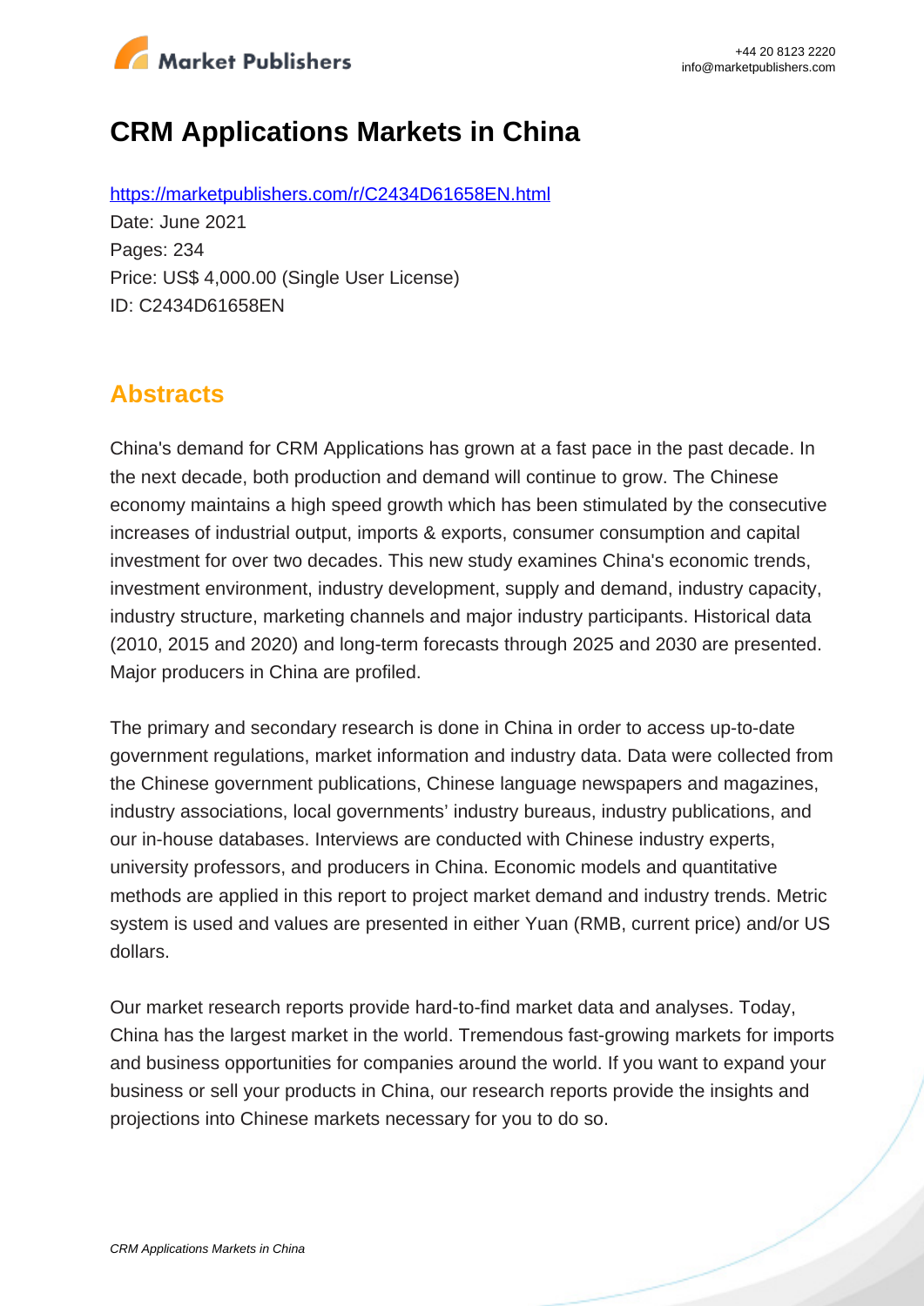# CRM Applications Markets in China

https://marketpublishers.com/r/C2434D61658EN.html

Date: June 2021

Pages: 234

Price: US$ 4,000.00 (Single User License)

ID: C2434D61658EN

## Abstracts

China's demand for CRM Applications has grown at a fast pace in the past decade. In the next decade, both production and demand will continue to grow. The Chinese economy maintains a high speed growth which has been stimulated by the consecutive increases of industrial output, imports & exports, consumer consumption and capital investment for over two decades. This new study examines China's economic trends, investment environment, industry development, supply and demand, industry capacity, industry structure, marketing channels and major industry participants. Historical data (2010, 2015 and 2020) and long-term forecasts through 2025 and 2030 are presented. Major producers in China are profiled.

The primary and secondary research is done in China in order to access up-to-date government regulations, market information and industry data. Data were collected from the Chinese government publications, Chinese language newspapers and magazines, industry associations, local governments' industry bureaus, industry publications, and our in-house databases. Interviews are conducted with Chinese industry experts, university professors, and producers in China. Economic models and quantitative methods are applied in this report to project market demand and industry trends. Metric system is used and values are presented in either Yuan (RMB, current price) and/or US dollars.

Our market research reports provide hard-to-find market data and analyses. Today, China has the largest market in the world. Tremendous fast-growing markets for imports and business opportunities for companies around the world. If you want to expand your business or sell your products in China, our research reports provide the insights and projections into Chinese markets necessary for you to do so.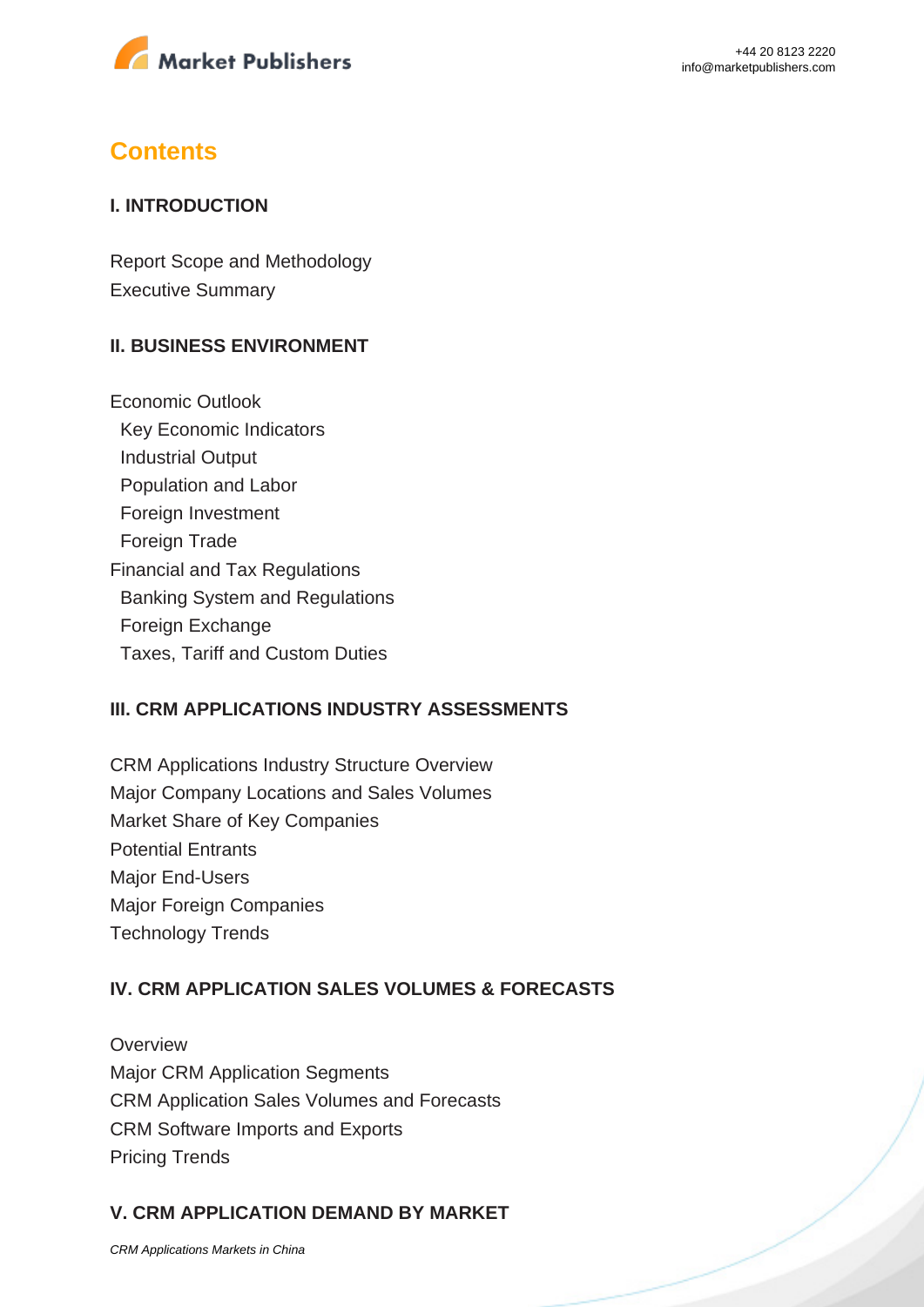## Contents

### I. INTRODUCTION

Report Scope and Methodology
Executive Summary

### II. BUSINESS ENVIRONMENT

Economic Outlook
- Key Economic Indicators
- Industrial Output
- Population and Labor
- Foreign Investment
- Foreign Trade

Financial and Tax Regulations
- Banking System and Regulations
- Foreign Exchange
- Taxes, Tariff and Custom Duties

### III. CRM APPLICATIONS INDUSTRY ASSESSMENTS

CRM Applications Industry Structure Overview
Major Company Locations and Sales Volumes
Market Share of Key Companies
Potential Entrants
Major End-Users
Major Foreign Companies
Technology Trends

### IV. CRM APPLICATION SALES VOLUMES & FORECASTS

Overview
Major CRM Application Segments
CRM Application Sales Volumes and Forecasts
CRM Software Imports and Exports
Pricing Trends

### V. CRM APPLICATION DEMAND BY MARKET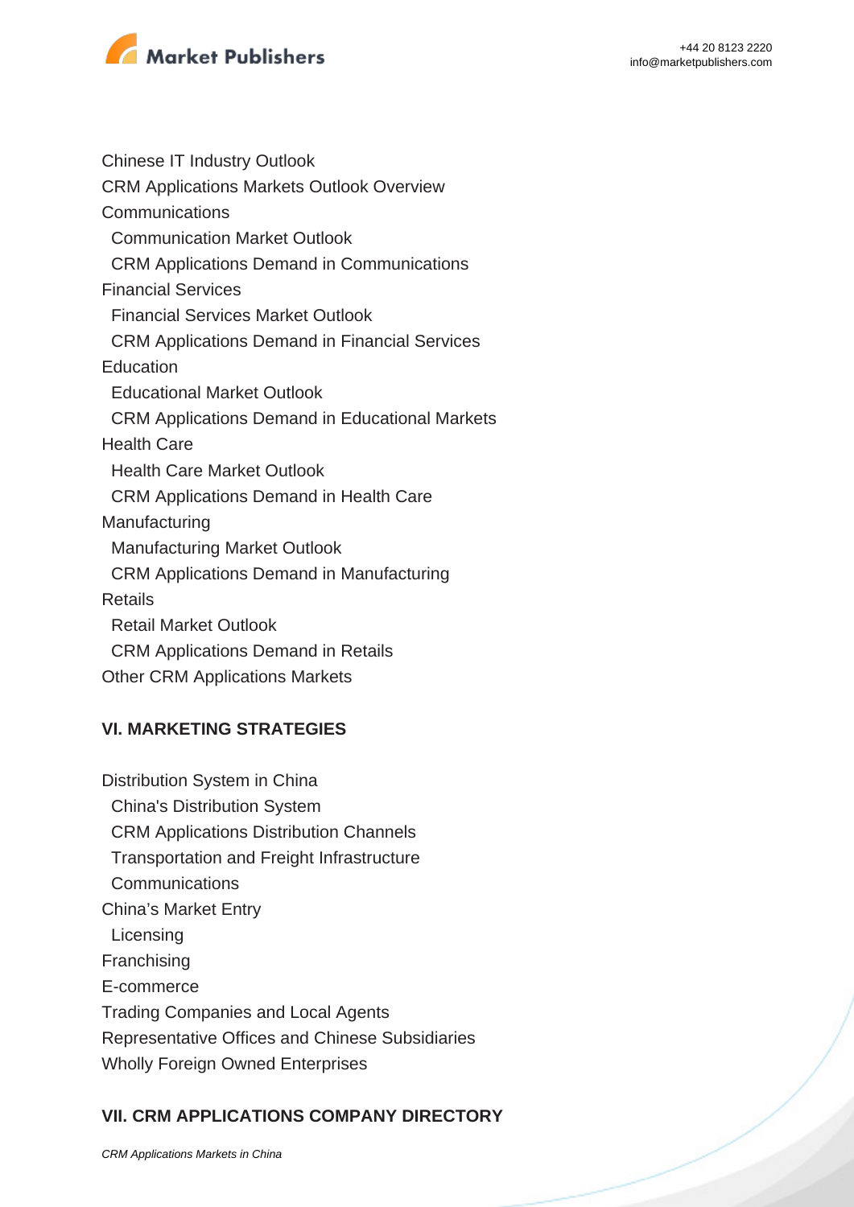Chinese IT Industry Outlook
CRM Applications Markets Outlook Overview
Communications
  Communication Market Outlook
  CRM Applications Demand in Communications
Financial Services
  Financial Services Market Outlook
  CRM Applications Demand in Financial Services
Education
  Educational Market Outlook
  CRM Applications Demand in Educational Markets
Health Care
  Health Care Market Outlook
  CRM Applications Demand in Health Care
Manufacturing
  Manufacturing Market Outlook
  CRM Applications Demand in Manufacturing
Retails
  Retail Market Outlook
  CRM Applications Demand in Retails
Other CRM Applications Markets

## VI. MARKETING STRATEGIES

Distribution System in China
  China's Distribution System
  CRM Applications Distribution Channels
  Transportation and Freight Infrastructure
  Communications
China's Market Entry
  Licensing
Franchising
E-commerce
Trading Companies and Local Agents
Representative Offices and Chinese Subsidiaries
Wholly Foreign Owned Enterprises

## VII. CRM APPLICATIONS COMPANY DIRECTORY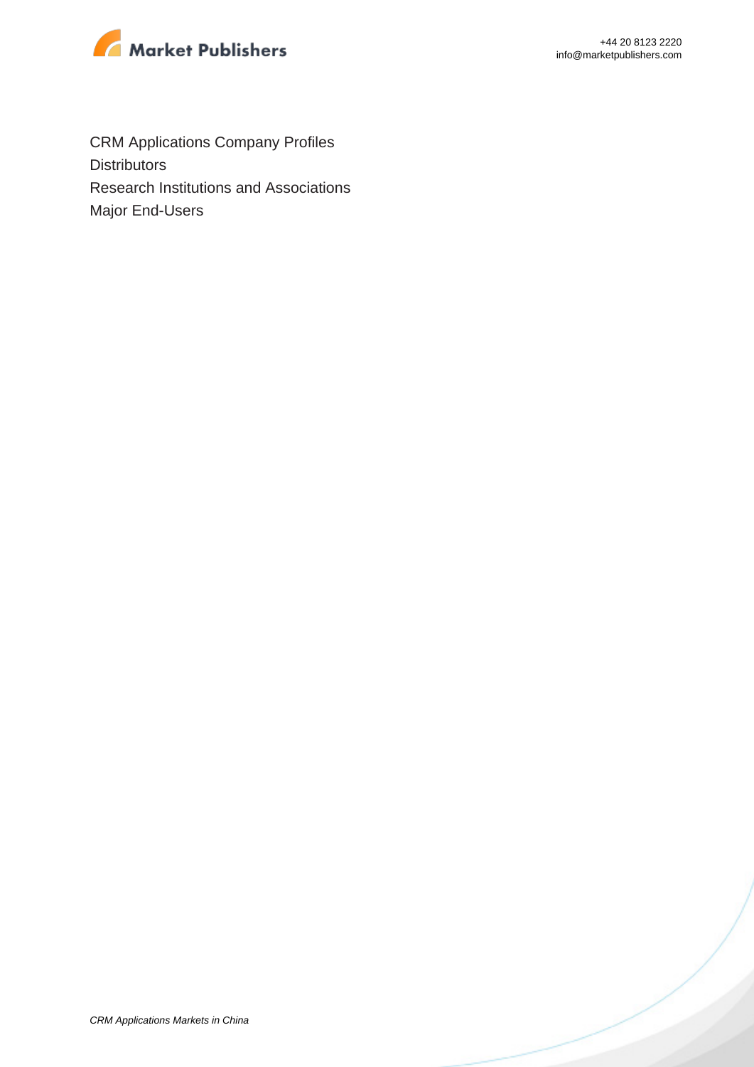CRM Applications Company Profiles
Distributors
Research Institutions and Associations
Major End-Users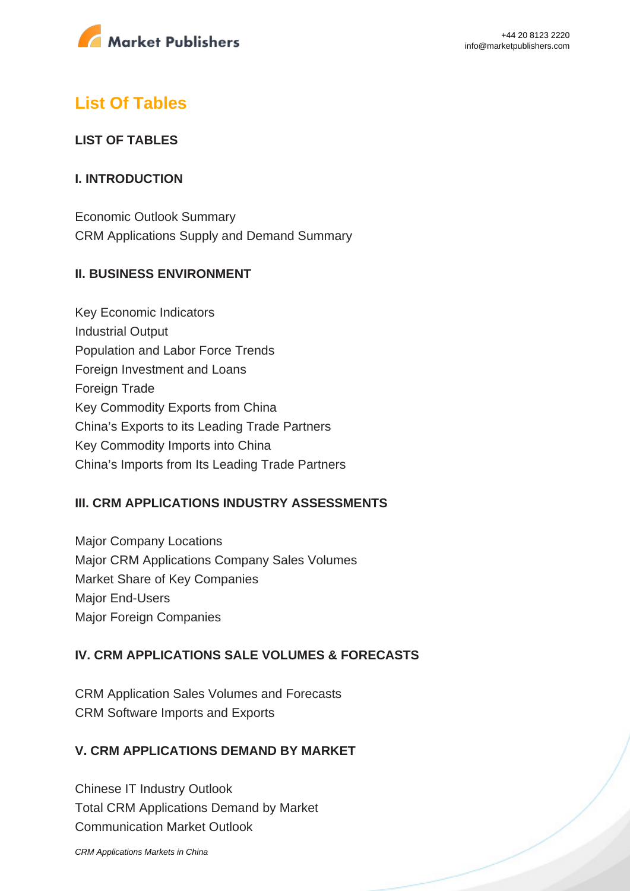## List Of Tables

**LIST OF TABLES**

**I. INTRODUCTION**

Economic Outlook Summary
CRM Applications Supply and Demand Summary

**II. BUSINESS ENVIRONMENT**

Key Economic Indicators
Industrial Output
Population and Labor Force Trends
Foreign Investment and Loans
Foreign Trade
Key Commodity Exports from China
China's Exports to its Leading Trade Partners
Key Commodity Imports into China
China's Imports from Its Leading Trade Partners

**III. CRM APPLICATIONS INDUSTRY ASSESSMENTS**

Major Company Locations
Major CRM Applications Company Sales Volumes
Market Share of Key Companies
Major End-Users
Major Foreign Companies

**IV. CRM APPLICATIONS SALE VOLUMES & FORECASTS**

CRM Application Sales Volumes and Forecasts
CRM Software Imports and Exports

**V. CRM APPLICATIONS DEMAND BY MARKET**

Chinese IT Industry Outlook
Total CRM Applications Demand by Market
Communication Market Outlook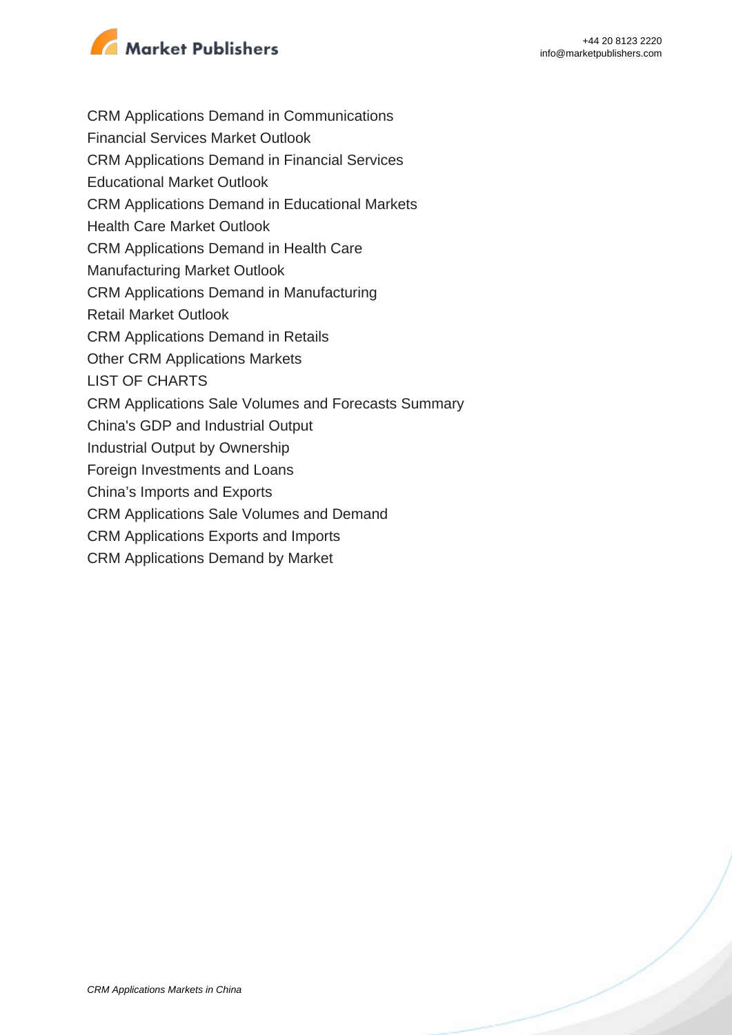CRM Applications Demand in Communications
Financial Services Market Outlook
CRM Applications Demand in Financial Services
Educational Market Outlook
CRM Applications Demand in Educational Markets
Health Care Market Outlook
CRM Applications Demand in Health Care
Manufacturing Market Outlook
CRM Applications Demand in Manufacturing
Retail Market Outlook
CRM Applications Demand in Retails
Other CRM Applications Markets

LIST OF CHARTS

CRM Applications Sale Volumes and Forecasts Summary
China's GDP and Industrial Output
Industrial Output by Ownership
Foreign Investments and Loans
China's Imports and Exports
CRM Applications Sale Volumes and Demand
CRM Applications Exports and Imports
CRM Applications Demand by Market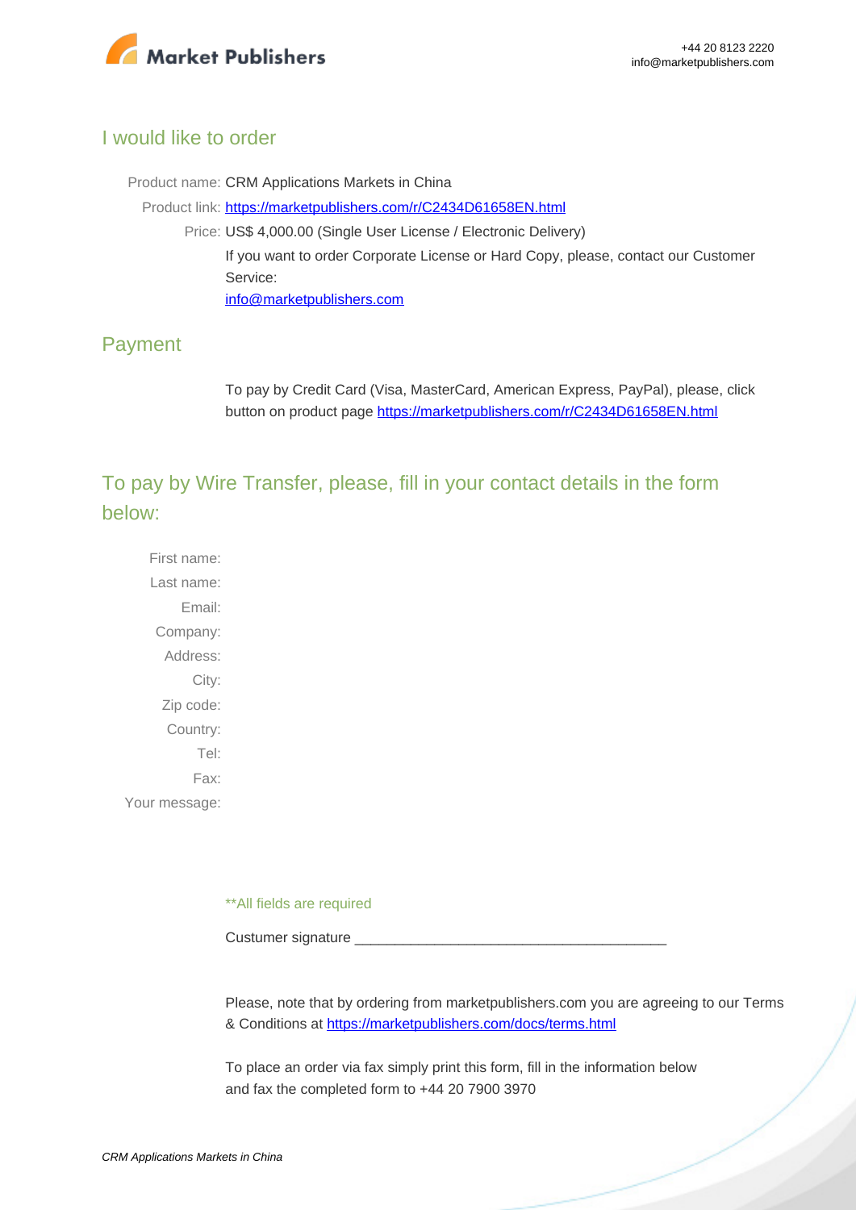## I would like to order

Product name: CRM Applications Markets in China

Product link: https://marketpublishers.com/r/C2434D61658EN.html

Price: US$ 4,000.00 (Single User License / Electronic Delivery)

If you want to order Corporate License or Hard Copy, please, contact our Customer Service:

info@marketpublishers.com

## Payment

To pay by Credit Card (Visa, MasterCard, American Express, PayPal), please, click button on product page https://marketpublishers.com/r/C2434D61658EN.html

## To pay by Wire Transfer, please, fill in your contact details in the form below:

First name:

Last name:

Email:

Company:

Address:

City:

Zip code:

Country:

Tel:

Fax:

Your message:

**All fields are required

Custumer signature _______________________________________

Please, note that by ordering from marketpublishers.com you are agreeing to our Terms & Conditions at https://marketpublishers.com/docs/terms.html

To place an order via fax simply print this form, fill in the information below and fax the completed form to +44 20 7900 3970